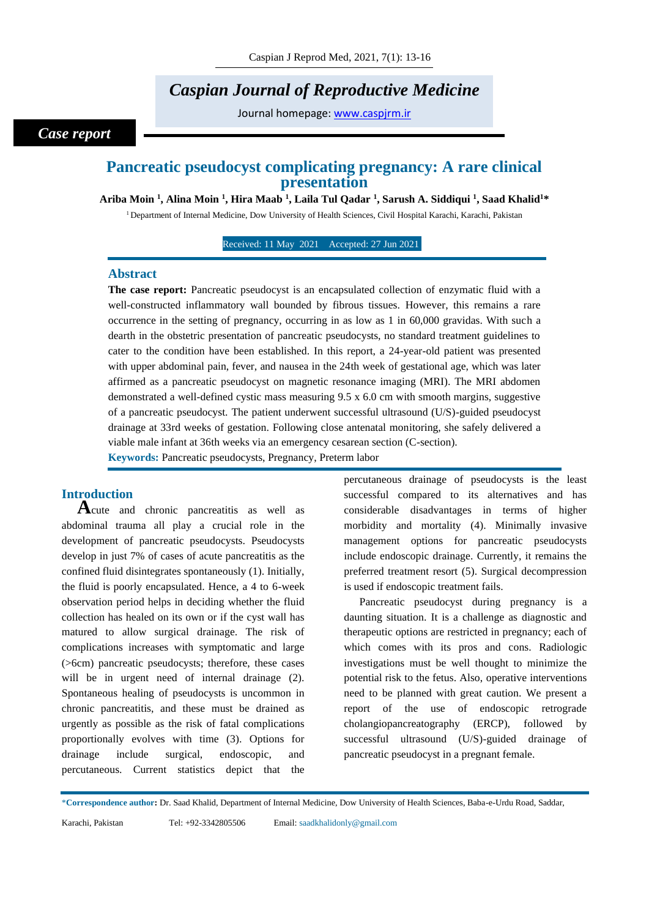Caspian Journal of Reproductive Medicine

Journal homepage: www.caspjrm.ir

*Case report*

# Pancreatic pseudocyst complicating pregnancy: A rare clinical presentation

**Ariba Moin [1], Alina Moin [1], Hira Maab [1], Laila Tul Qadar [1], Sarush A. Siddiqui [1], Saad Khalid[1]***

[1] Department of Internal Medicine, Dow University of Health Sciences, Civil Hospital Karachi, Karachi, Pakistan

Received: 11 May 2021 Accepted: 27 Jun 2021

## Abstract

**The case report:** Pancreatic pseudocyst is an encapsulated collection of enzymatic fluid with a well-constructed inflammatory wall bounded by fibrous tissues. However, this remains a rare occurrence in the setting of pregnancy, occurring in as low as 1 in 60,000 gravidas. With such a dearth in the obstetric presentation of pancreatic pseudocysts, no standard treatment guidelines to cater to the condition have been established. In this report, a 24-year-old patient was presented with upper abdominal pain, fever, and nausea in the 24th week of gestational age, which was later affirmed as a pancreatic pseudocyst on magnetic resonance imaging (MRI). The MRI abdomen demonstrated a well-defined cystic mass measuring 9.5 x 6.0 cm with smooth margins, suggestive of a pancreatic pseudocyst. The patient underwent successful ultrasound (U/S)-guided pseudocyst drainage at 33rd weeks of gestation. Following close antenatal monitoring, she safely delivered a viable male infant at 36th weeks via an emergency cesarean section (C-section).

**Keywords:** Pancreatic pseudocysts, Pregnancy, Preterm labor

## Introduction

Acute and chronic pancreatitis as well as abdominal trauma all play a crucial role in the development of pancreatic pseudocysts. Pseudocysts develop in just 7% of cases of acute pancreatitis as the confined fluid disintegrates spontaneously (1). Initially, the fluid is poorly encapsulated. Hence, a 4 to 6-week observation period helps in deciding whether the fluid collection has healed on its own or if the cyst wall has matured to allow surgical drainage. The risk of complications increases with symptomatic and large (>6cm) pancreatic pseudocysts; therefore, these cases will be in urgent need of internal drainage (2). Spontaneous healing of pseudocysts is uncommon in chronic pancreatitis, and these must be drained as urgently as possible as the risk of fatal complications proportionally evolves with time (3). Options for drainage include surgical, endoscopic, and percutaneous. Current statistics depict that the percutaneous drainage of pseudocysts is the least successful compared to its alternatives and has considerable disadvantages in terms of higher morbidity and mortality (4). Minimally invasive management options for pancreatic pseudocysts include endoscopic drainage. Currently, it remains the preferred treatment resort (5). Surgical decompression is used if endoscopic treatment fails.

Pancreatic pseudocyst during pregnancy is a daunting situation. It is a challenge as diagnostic and therapeutic options are restricted in pregnancy; each of which comes with its pros and cons. Radiologic investigations must be well thought to minimize the potential risk to the fetus. Also, operative interventions need to be planned with great caution. We present a report of the use of endoscopic retrograde cholangiopancreatography (ERCP), followed by successful ultrasound (U/S)-guided drainage of pancreatic pseudocyst in a pregnant female.

*Correspondence author: Dr. Saad Khalid, Department of Internal Medicine, Dow University of Health Sciences, Baba-e-Urdu Road, Saddar, Karachi, Pakistan Tel: +92-3342805506 Email: saadkhalidonly@gmail.com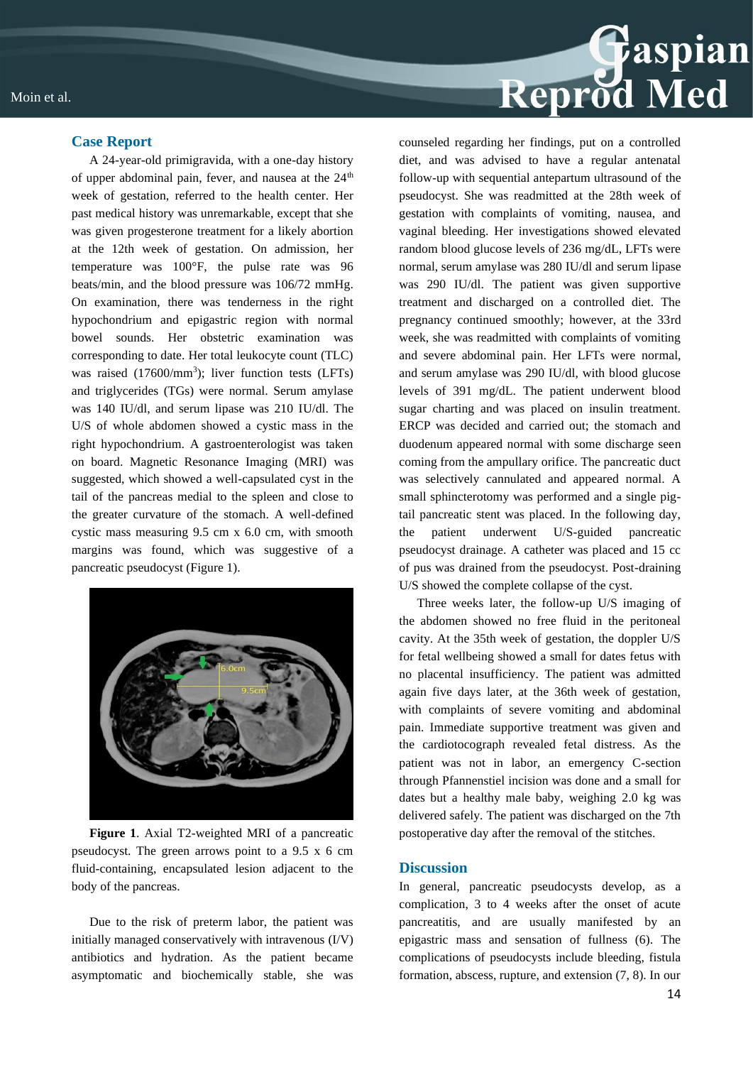## Case Report

A 24-year-old primigravida, with a one-day history of upper abdominal pain, fever, and nausea at the 24th week of gestation, referred to the health center. Her past medical history was unremarkable, except that she was given progesterone treatment for a likely abortion at the 12th week of gestation. On admission, her temperature was 100°F, the pulse rate was 96 beats/min, and the blood pressure was 106/72 mmHg. On examination, there was tenderness in the right hypochondrium and epigastric region with normal bowel sounds. Her obstetric examination was corresponding to date. Her total leukocyte count (TLC) was raised (17600/mm$^3$); liver function tests (LFTs) and triglycerides (TGs) were normal. Serum amylase was 140 IU/dl, and serum lipase was 210 IU/dl. The U/S of whole abdomen showed a cystic mass in the right hypochondrium. A gastroenterologist was taken on board. Magnetic Resonance Imaging (MRI) was suggested, which showed a well-capsulated cyst in the tail of the pancreas medial to the spleen and close to the greater curvature of the stomach. A well-defined cystic mass measuring 9.5 cm x 6.0 cm, with smooth margins was found, which was suggestive of a pancreatic pseudocyst (Figure 1).

**Figure 1**. Axial T2-weighted MRI of a pancreatic pseudocyst. The green arrows point to a 9.5 x 6 cm fluid-containing, encapsulated lesion adjacent to the body of the pancreas.

Due to the risk of preterm labor, the patient was initially managed conservatively with intravenous (I/V) antibiotics and hydration. As the patient became asymptomatic and biochemically stable, she was counseled regarding her findings, put on a controlled diet, and was advised to have a regular antenatal follow-up with sequential antepartum ultrasound of the pseudocyst. She was readmitted at the 28th week of gestation with complaints of vomiting, nausea, and vaginal bleeding. Her investigations showed elevated random blood glucose levels of 236 mg/dL, LFTs were normal, serum amylase was 280 IU/dl and serum lipase was 290 IU/dl. The patient was given supportive treatment and discharged on a controlled diet. The pregnancy continued smoothly; however, at the 33rd week, she was readmitted with complaints of vomiting and severe abdominal pain. Her LFTs were normal, and serum amylase was 290 IU/dl, with blood glucose levels of 391 mg/dL. The patient underwent blood sugar charting and was placed on insulin treatment. ERCP was decided and carried out; the stomach and duodenum appeared normal with some discharge seen coming from the ampullary orifice. The pancreatic duct was selectively cannulated and appeared normal. A small sphincterotomy was performed and a single pig-tail pancreatic stent was placed. In the following day, the patient underwent U/S-guided pancreatic pseudocyst drainage. A catheter was placed and 15 cc of pus was drained from the pseudocyst. Post-draining U/S showed the complete collapse of the cyst.

Three weeks later, the follow-up U/S imaging of the abdomen showed no free fluid in the peritoneal cavity. At the 35th week of gestation, the doppler U/S for fetal wellbeing showed a small for dates fetus with no placental insufficiency. The patient was admitted again five days later, at the 36th week of gestation, with complaints of severe vomiting and abdominal pain. Immediate supportive treatment was given and the cardiotocograph revealed fetal distress. As the patient was not in labor, an emergency C-section through Pfannenstiel incision was done and a small for dates but a healthy male baby, weighing 2.0 kg was delivered safely. The patient was discharged on the 7th postoperative day after the removal of the stitches.

## Discussion

In general, pancreatic pseudocysts develop, as a complication, 3 to 4 weeks after the onset of acute pancreatitis, and are usually manifested by an epigastric mass and sensation of fullness (6). The complications of pseudocysts include bleeding, fistula formation, abscess, rupture, and extension (7, 8). In our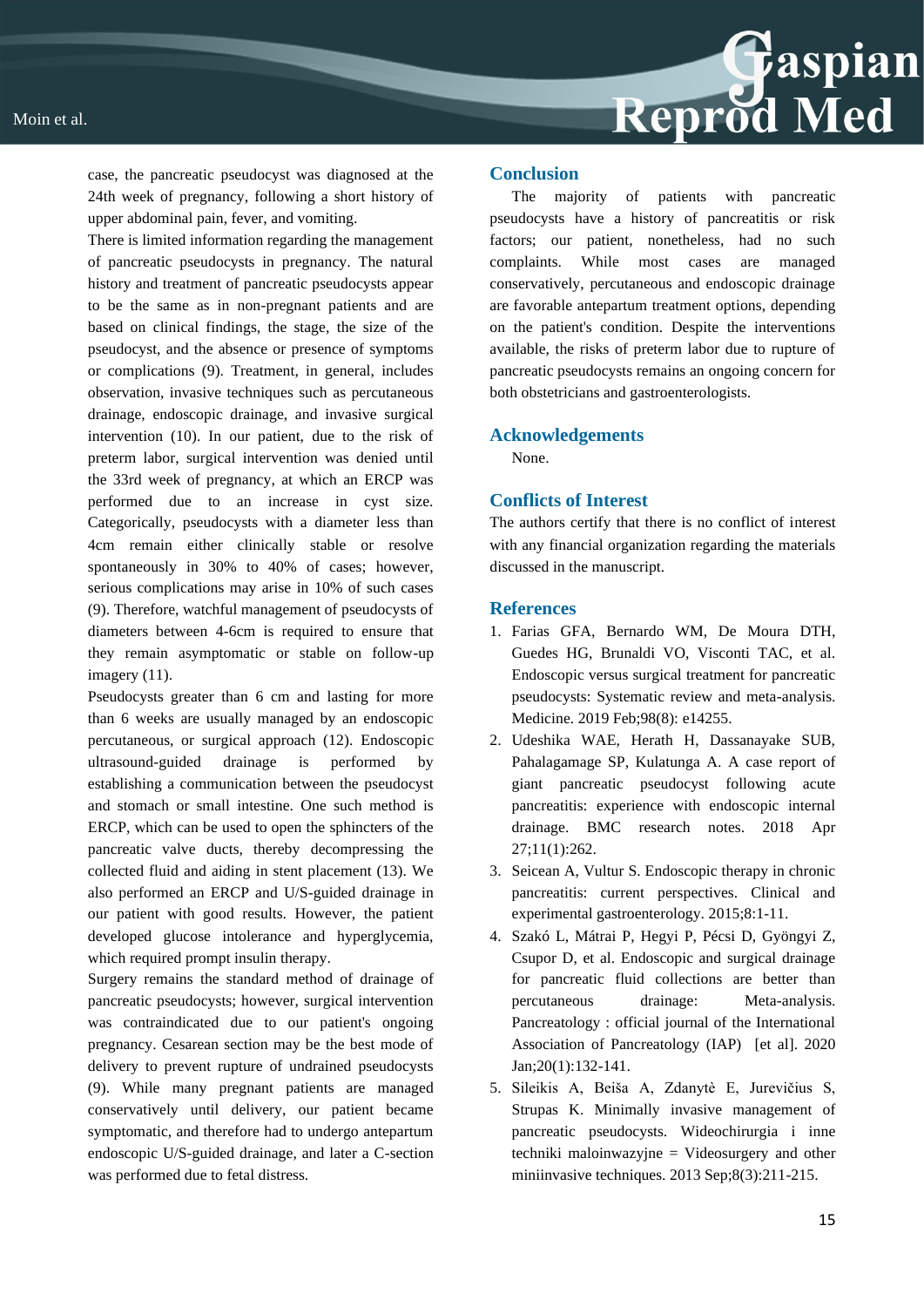case, the pancreatic pseudocyst was diagnosed at the 24th week of pregnancy, following a short history of upper abdominal pain, fever, and vomiting.

There is limited information regarding the management of pancreatic pseudocysts in pregnancy. The natural history and treatment of pancreatic pseudocysts appear to be the same as in non-pregnant patients and are based on clinical findings, the stage, the size of the pseudocyst, and the absence or presence of symptoms or complications (9). Treatment, in general, includes observation, invasive techniques such as percutaneous drainage, endoscopic drainage, and invasive surgical intervention (10). In our patient, due to the risk of preterm labor, surgical intervention was denied until the 33rd week of pregnancy, at which an ERCP was performed due to an increase in cyst size. Categorically, pseudocysts with a diameter less than 4cm remain either clinically stable or resolve spontaneously in 30% to 40% of cases; however, serious complications may arise in 10% of such cases (9). Therefore, watchful management of pseudocysts of diameters between 4-6cm is required to ensure that they remain asymptomatic or stable on follow-up imagery (11).

Pseudocysts greater than 6 cm and lasting for more than 6 weeks are usually managed by an endoscopic percutaneous, or surgical approach (12). Endoscopic ultrasound-guided drainage is performed by establishing a communication between the pseudocyst and stomach or small intestine. One such method is ERCP, which can be used to open the sphincters of the pancreatic valve ducts, thereby decompressing the collected fluid and aiding in stent placement (13). We also performed an ERCP and U/S-guided drainage in our patient with good results. However, the patient developed glucose intolerance and hyperglycemia, which required prompt insulin therapy.

Surgery remains the standard method of drainage of pancreatic pseudocysts; however, surgical intervention was contraindicated due to our patient's ongoing pregnancy. Cesarean section may be the best mode of delivery to prevent rupture of undrained pseudocysts (9). While many pregnant patients are managed conservatively until delivery, our patient became symptomatic, and therefore had to undergo antepartum endoscopic U/S-guided drainage, and later a C-section was performed due to fetal distress.

## Conclusion

The majority of patients with pancreatic pseudocysts have a history of pancreatitis or risk factors; our patient, nonetheless, had no such complaints. While most cases are managed conservatively, percutaneous and endoscopic drainage are favorable antepartum treatment options, depending on the patient's condition. Despite the interventions available, the risks of preterm labor due to rupture of pancreatic pseudocysts remains an ongoing concern for both obstetricians and gastroenterologists.

## Acknowledgements

None.

## Conflicts of Interest

The authors certify that there is no conflict of interest with any financial organization regarding the materials discussed in the manuscript.

## References

1. Farias GFA, Bernardo WM, De Moura DTH, Guedes HG, Brunaldi VO, Visconti TAC, et al. Endoscopic versus surgical treatment for pancreatic pseudocysts: Systematic review and meta-analysis. Medicine. 2019 Feb;98(8): e14255.
2. Udeshika WAE, Herath H, Dassanayake SUB, Pahalagamage SP, Kulatunga A. A case report of giant pancreatic pseudocyst following acute pancreatitis: experience with endoscopic internal drainage. BMC research notes. 2018 Apr 27;11(1):262.
3. Seicean A, Vultur S. Endoscopic therapy in chronic pancreatitis: current perspectives. Clinical and experimental gastroenterology. 2015;8:1-11.
4. Szakó L, Mátrai P, Hegyi P, Pécsi D, Gyöngyi Z, Csupor D, et al. Endoscopic and surgical drainage for pancreatic fluid collections are better than percutaneous drainage: Meta-analysis. Pancreatology : official journal of the International Association of Pancreatology (IAP) [et al]. 2020 Jan;20(1):132-141.
5. Sileikis A, Beiša A, Zdanytė E, Jurevičius S, Strupas K. Minimally invasive management of pancreatic pseudocysts. Wideochirurgia i inne techniki maloinwazyjne = Videosurgery and other miniinvasive techniques. 2013 Sep;8(3):211-215.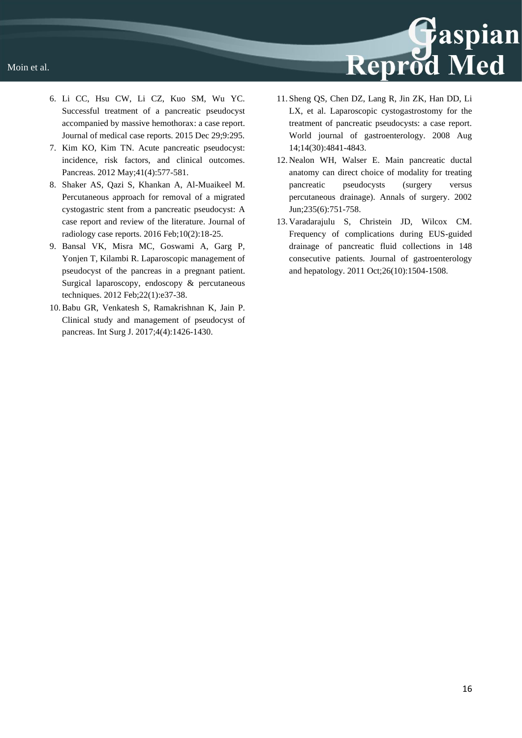6. Li CC, Hsu CW, Li CZ, Kuo SM, Wu YC. Successful treatment of a pancreatic pseudocyst accompanied by massive hemothorax: a case report. Journal of medical case reports. 2015 Dec 29;9:295.
7. Kim KO, Kim TN. Acute pancreatic pseudocyst: incidence, risk factors, and clinical outcomes. Pancreas. 2012 May;41(4):577-581.
8. Shaker AS, Qazi S, Khankan A, Al-Muaikeel M. Percutaneous approach for removal of a migrated cystogastric stent from a pancreatic pseudocyst: A case report and review of the literature. Journal of radiology case reports. 2016 Feb;10(2):18-25.
9. Bansal VK, Misra MC, Goswami A, Garg P, Yonjen T, Kilambi R. Laparoscopic management of pseudocyst of the pancreas in a pregnant patient. Surgical laparoscopy, endoscopy & percutaneous techniques. 2012 Feb;22(1):e37-38.
10. Babu GR, Venkatesh S, Ramakrishnan K, Jain P. Clinical study and management of pseudocyst of pancreas. Int Surg J. 2017;4(4):1426-1430.
11. Sheng QS, Chen DZ, Lang R, Jin ZK, Han DD, Li LX, et al. Laparoscopic cystogastrostomy for the treatment of pancreatic pseudocysts: a case report. World journal of gastroenterology. 2008 Aug 14;14(30):4841-4843.
12. Nealon WH, Walser E. Main pancreatic ductal anatomy can direct choice of modality for treating pancreatic pseudocysts (surgery versus percutaneous drainage). Annals of surgery. 2002 Jun;235(6):751-758.
13. Varadarajulu S, Christein JD, Wilcox CM. Frequency of complications during EUS-guided drainage of pancreatic fluid collections in 148 consecutive patients. Journal of gastroenterology and hepatology. 2011 Oct;26(10):1504-1508.